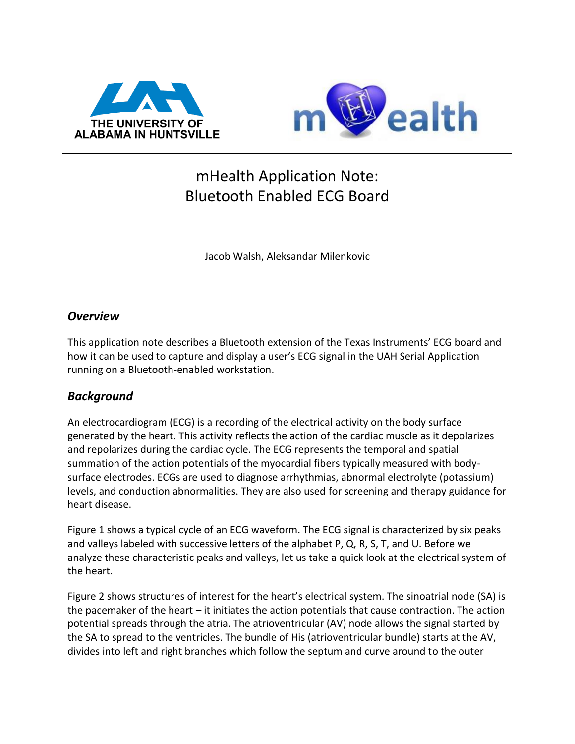# mHealth Application Note: Bluetooth Enabled ECG Board

Jacob Walsh, Aleksandar Milenkovic

## *Overview*

This application note describes a Bluetooth extension of the Texas Instruments' ECG board and how it can be used to capture and display a user's ECG signal in the UAH Serial Application running on a Bluetooth-enabled workstation.

## *Background*

An electrocardiogram (ECG) is a recording of the electrical activity on the body surface generated by the heart. This activity reflects the action of the cardiac muscle as it depolarizes and repolarizes during the cardiac cycle. The ECG represents the temporal and spatial summation of the action potentials of the myocardial fibers typically measured with body-surface electrodes. ECGs are used to diagnose arrhythmias, abnormal electrolyte (potassium) levels, and conduction abnormalities. They are also used for screening and therapy guidance for heart disease.

Figure 1 shows a typical cycle of an ECG waveform. The ECG signal is characterized by six peaks and valleys labeled with successive letters of the alphabet P, Q, R, S, T, and U. Before we analyze these characteristic peaks and valleys, let us take a quick look at the electrical system of the heart.

Figure 2 shows structures of interest for the heart's electrical system. The sinoatrial node (SA) is the pacemaker of the heart – it initiates the action potentials that cause contraction. The action potential spreads through the atria. The atrioventricular (AV) node allows the signal started by the SA to spread to the ventricles. The bundle of His (atrioventricular bundle) starts at the AV, divides into left and right branches which follow the septum and curve around to the outer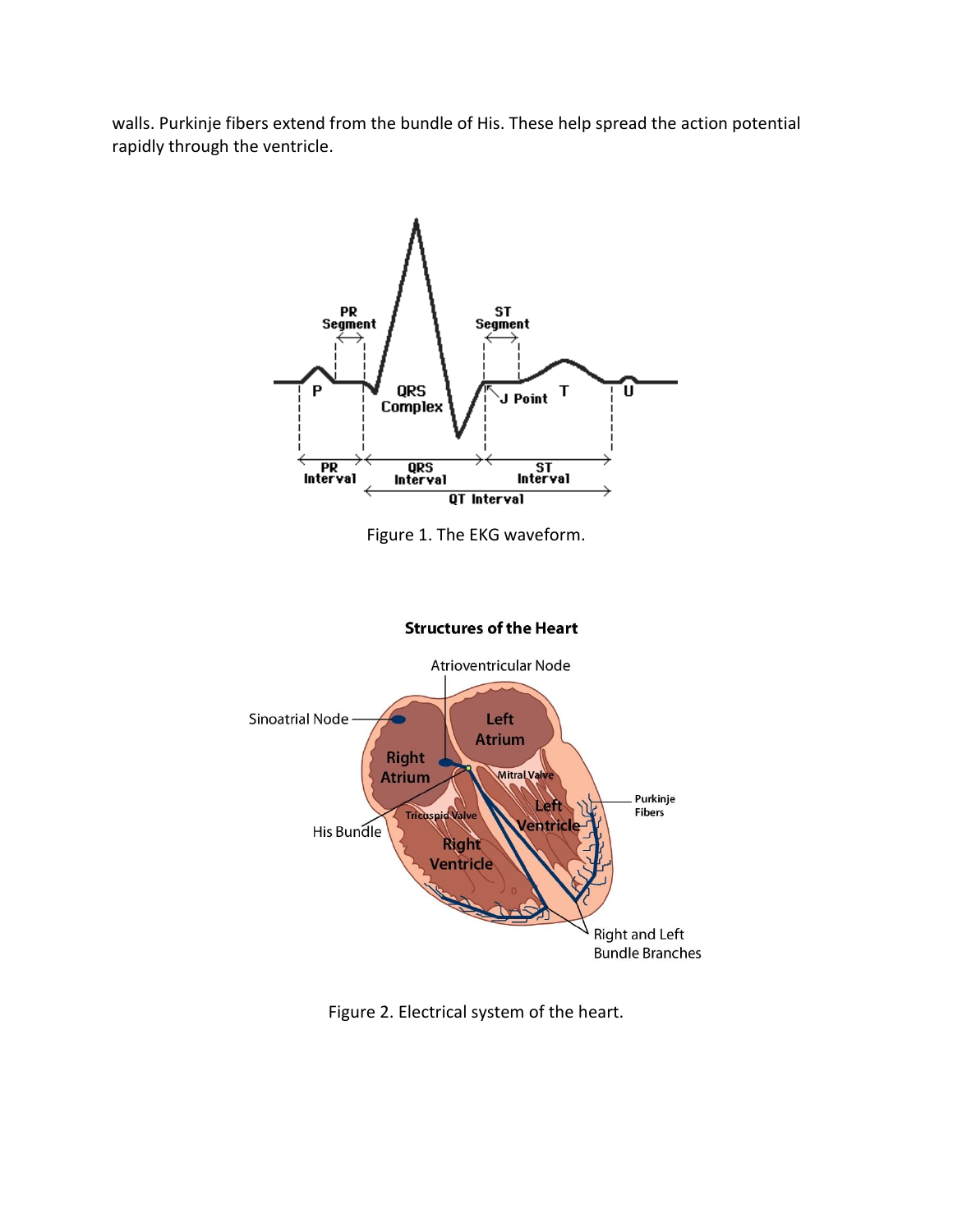walls. Purkinje fibers extend from the bundle of His. These help spread the action potential rapidly through the ventricle.

Figure 1. The EKG waveform.

Figure 2. Electrical system of the heart.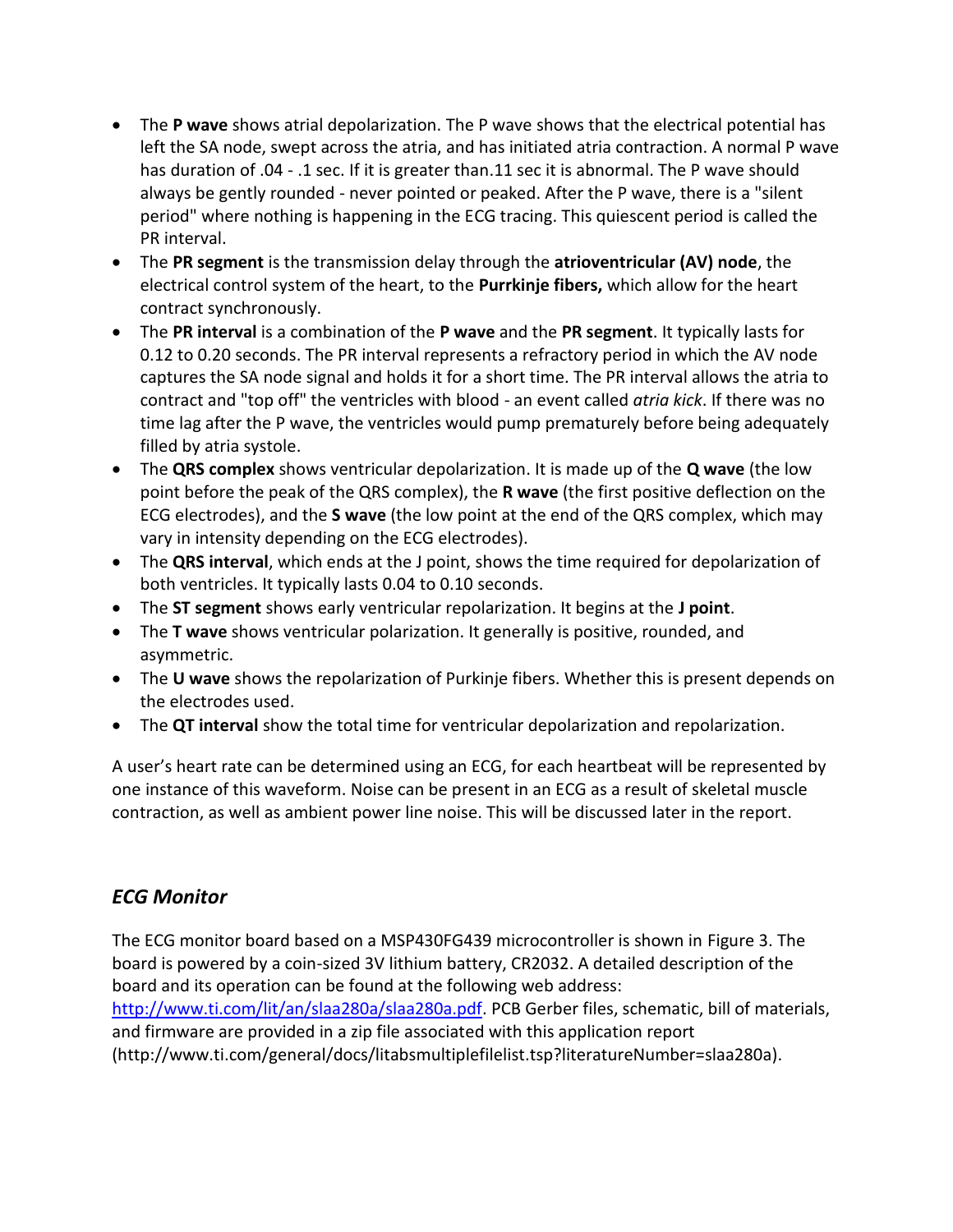- The **P wave** shows atrial depolarization. The P wave shows that the electrical potential has left the SA node, swept across the atria, and has initiated atria contraction. A normal P wave has duration of .04 - .1 sec. If it is greater than.11 sec it is abnormal. The P wave should always be gently rounded - never pointed or peaked. After the P wave, there is a "silent period" where nothing is happening in the ECG tracing. This quiescent period is called the PR interval.
- The **PR segment** is the transmission delay through the **atrioventricular (AV) node**, the electrical control system of the heart, to the **Purrkinje fibers,** which allow for the heart contract synchronously.
- The **PR interval** is a combination of the **P wave** and the **PR segment**. It typically lasts for 0.12 to 0.20 seconds. The PR interval represents a refractory period in which the AV node captures the SA node signal and holds it for a short time. The PR interval allows the atria to contract and "top off" the ventricles with blood - an event called *atria kick*. If there was no time lag after the P wave, the ventricles would pump prematurely before being adequately filled by atria systole.
- The **QRS complex** shows ventricular depolarization. It is made up of the **Q wave** (the low point before the peak of the QRS complex), the **R wave** (the first positive deflection on the ECG electrodes), and the **S wave** (the low point at the end of the QRS complex, which may vary in intensity depending on the ECG electrodes).
- The **QRS interval**, which ends at the J point, shows the time required for depolarization of both ventricles. It typically lasts 0.04 to 0.10 seconds.
- The **ST segment** shows early ventricular repolarization. It begins at the **J point**.
- The **T wave** shows ventricular polarization. It generally is positive, rounded, and asymmetric.
- The **U wave** shows the repolarization of Purkinje fibers. Whether this is present depends on the electrodes used.
- The **QT interval** show the total time for ventricular depolarization and repolarization.

A user's heart rate can be determined using an ECG, for each heartbeat will be represented by one instance of this waveform. Noise can be present in an ECG as a result of skeletal muscle contraction, as well as ambient power line noise. This will be discussed later in the report.

## *ECG Monitor*

The ECG monitor board based on a MSP430FG439 microcontroller is shown in Figure 3. The board is powered by a coin-sized 3V lithium battery, CR2032. A detailed description of the board and its operation can be found at the following web address: [http://www.ti.com/lit/an/slaa280a/slaa280a.pdf](http://www.ti.com/lit/an/slaa280a/slaa280a.pdf). PCB Gerber files, schematic, bill of materials, and firmware are provided in a zip file associated with this application report (http://www.ti.com/general/docs/litabsmultiplefilelist.tsp?literatureNumber=slaa280a).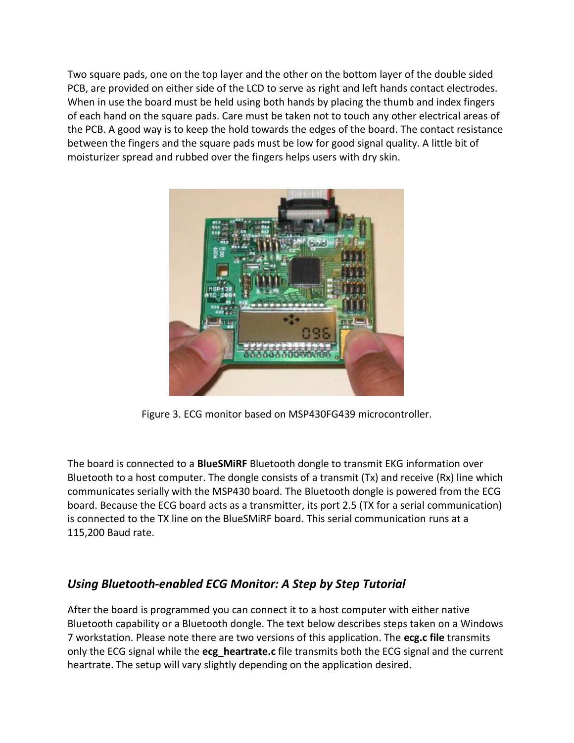Two square pads, one on the top layer and the other on the bottom layer of the double sided PCB, are provided on either side of the LCD to serve as right and left hands contact electrodes. When in use the board must be held using both hands by placing the thumb and index fingers of each hand on the square pads. Care must be taken not to touch any other electrical areas of the PCB. A good way is to keep the hold towards the edges of the board. The contact resistance between the fingers and the square pads must be low for good signal quality. A little bit of moisturizer spread and rubbed over the fingers helps users with dry skin.

Figure 3. ECG monitor based on MSP430FG439 microcontroller.

The board is connected to a **BlueSMiRF** Bluetooth dongle to transmit EKG information over Bluetooth to a host computer. The dongle consists of a transmit (Tx) and receive (Rx) line which communicates serially with the MSP430 board. The Bluetooth dongle is powered from the ECG board. Because the ECG board acts as a transmitter, its port 2.5 (TX for a serial communication) is connected to the TX line on the BlueSMiRF board. This serial communication runs at a 115,200 Baud rate.

## *Using Bluetooth-enabled ECG Monitor: A Step by Step Tutorial*

After the board is programmed you can connect it to a host computer with either native Bluetooth capability or a Bluetooth dongle. The text below describes steps taken on a Windows 7 workstation. Please note there are two versions of this application. The **ecg.c file** transmits only the ECG signal while the **ecg_heartrate.c** file transmits both the ECG signal and the current heartrate. The setup will vary slightly depending on the application desired.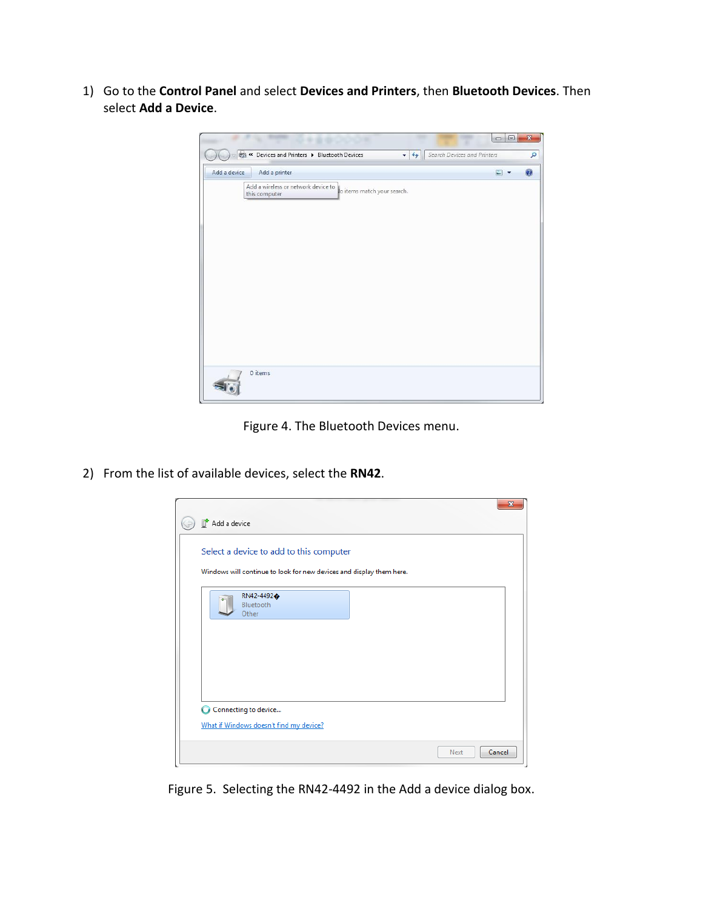1) Go to the **Control Panel** and select **Devices and Printers**, then **Bluetooth Devices**. Then select **Add a Device**.

Figure 4. The Bluetooth Devices menu.

2) From the list of available devices, select the **RN42**.

Figure 5. Selecting the RN42-4492 in the Add a device dialog box.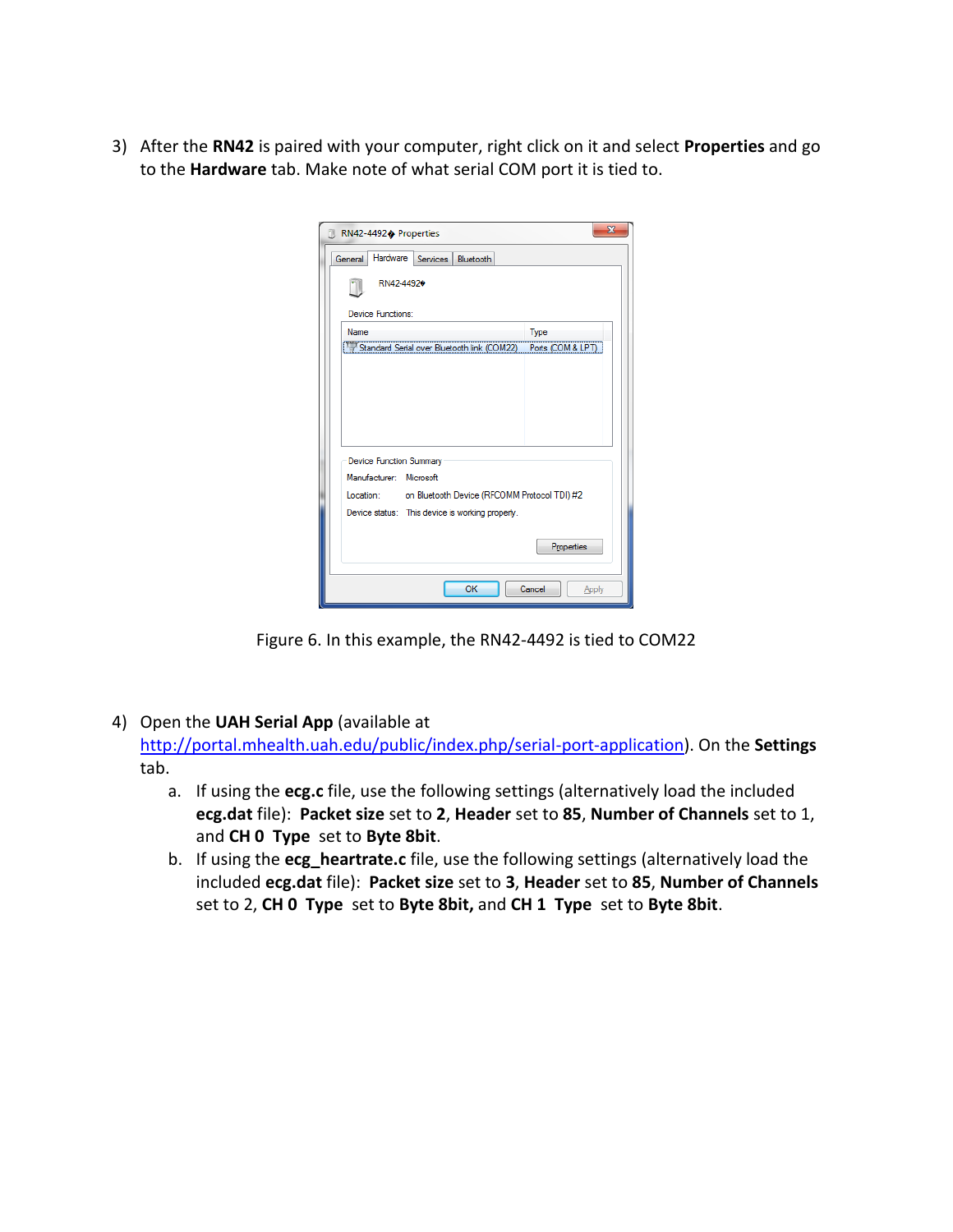3) After the **RN42** is paired with your computer, right click on it and select **Properties** and go to the **Hardware** tab. Make note of what serial COM port it is tied to.

Figure 6. In this example, the RN42-4492 is tied to COM22

4) Open the **UAH Serial App** (available at [http://portal.mhealth.uah.edu/public/index.php/serial-port-application](http://portal.mhealth.uah.edu/public/index.php/serial-port-application)). On the **Settings** tab.
   a. If using the **ecg.c** file, use the following settings (alternatively load the included **ecg.dat** file): **Packet size** set to **2**, **Header** set to **85**, **Number of Channels** set to 1, and **CH 0 Type** set to **Byte 8bit**.
   b. If using the **ecg_heartrate.c** file, use the following settings (alternatively load the included **ecg.dat** file): **Packet size** set to **3**, **Header** set to **85**, **Number of Channels** set to 2, **CH 0 Type** set to **Byte 8bit,** and **CH 1 Type** set to **Byte 8bit**.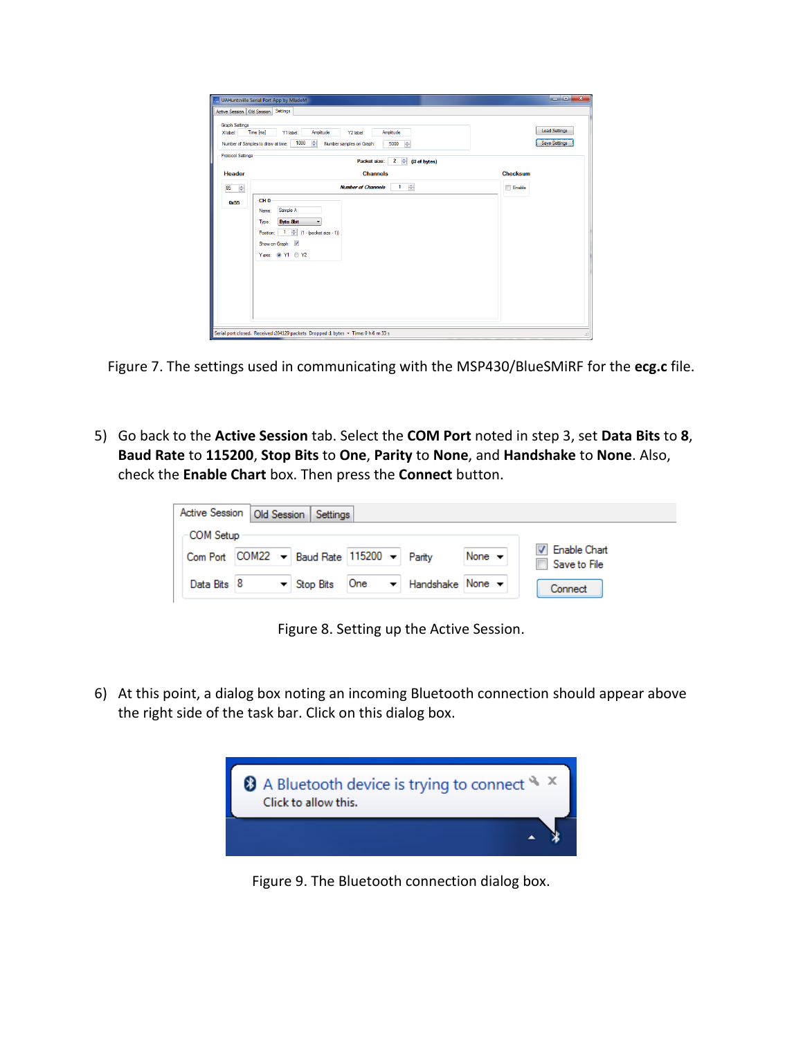Figure 7. The settings used in communicating with the MSP430/BlueSMiRF for the **ecg.c** file.

5) Go back to the **Active Session** tab. Select the **COM Port** noted in step 3, set **Data Bits** to **8**, **Baud Rate** to **115200**, **Stop Bits** to **One**, **Parity** to **None**, and **Handshake** to **None**. Also, check the **Enable Chart** box. Then press the **Connect** button.

Figure 8. Setting up the Active Session.

6) At this point, a dialog box noting an incoming Bluetooth connection should appear above the right side of the task bar. Click on this dialog box.

Figure 9. The Bluetooth connection dialog box.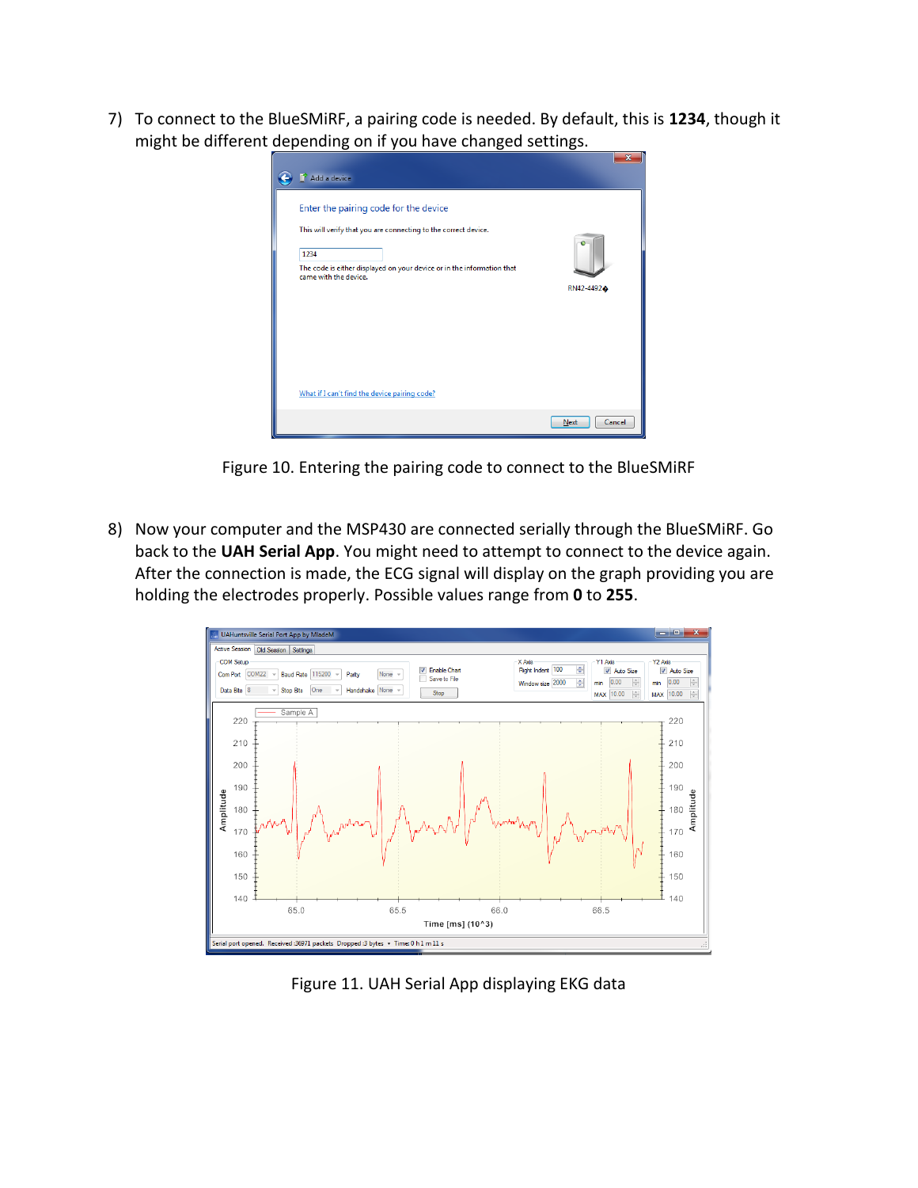7) To connect to the BlueSMiRF, a pairing code is needed. By default, this is **1234**, though it might be different depending on if you have changed settings.

Figure 10. Entering the pairing code to connect to the BlueSMiRF

8) Now your computer and the MSP430 are connected serially through the BlueSMiRF. Go back to the **UAH Serial App**. You might need to attempt to connect to the device again. After the connection is made, the ECG signal will display on the graph providing you are holding the electrodes properly. Possible values range from **0** to **255**.

Figure 11. UAH Serial App displaying EKG data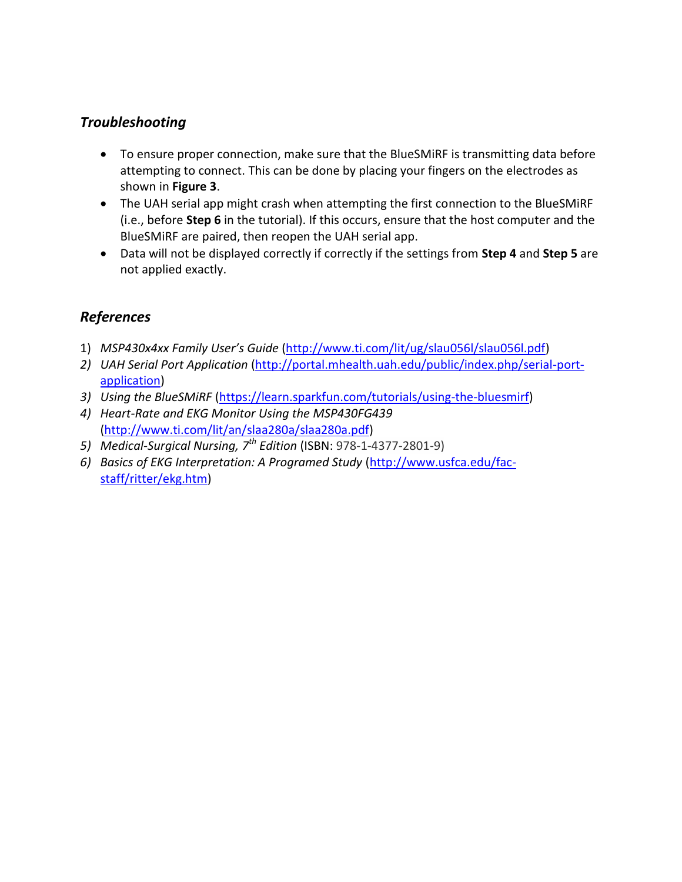### *Troubleshooting*

- To ensure proper connection, make sure that the BlueSMiRF is transmitting data before attempting to connect. This can be done by placing your fingers on the electrodes as shown in **Figure 3**.
- The UAH serial app might crash when attempting the first connection to the BlueSMiRF (i.e., before **Step 6** in the tutorial). If this occurs, ensure that the host computer and the BlueSMiRF are paired, then reopen the UAH serial app.
- Data will not be displayed correctly if correctly if the settings from **Step 4** and **Step 5** are not applied exactly.

### *References*

1) *MSP430x4xx Family User's Guide* (http://www.ti.com/lit/ug/slau056l/slau056l.pdf)
2) *UAH Serial Port Application* (http://portal.mhealth.uah.edu/public/index.php/serial-port-application)
3) *Using the BlueSMiRF* (https://learn.sparkfun.com/tutorials/using-the-bluesmirf)
4) *Heart-Rate and EKG Monitor Using the MSP430FG439* (http://www.ti.com/lit/an/slaa280a/slaa280a.pdf)
5) *Medical-Surgical Nursing, 7th Edition* (ISBN: 978-1-4377-2801-9)
6) *Basics of EKG Interpretation: A Programed Study* (http://www.usfca.edu/fac-staff/ritter/ekg.htm)